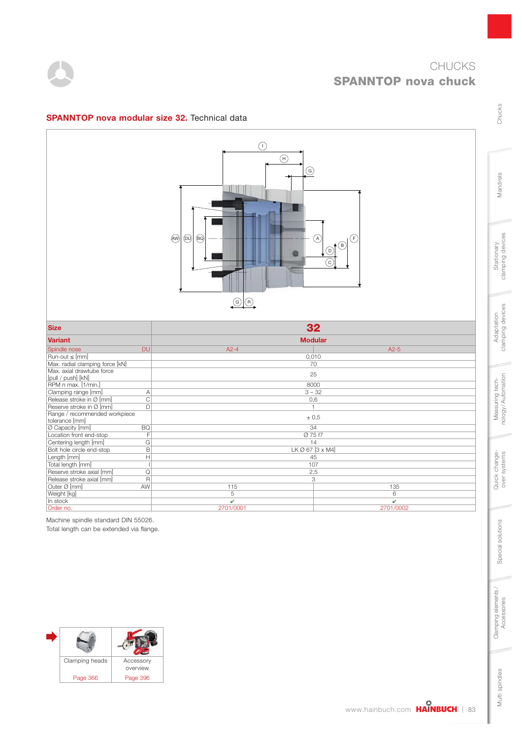# CHUCKS

## SPANNTOP nova chuck

### **SPANNTOP nova modular size 32.** Technical data

| Size | | 32 | |
|---|---|---|---|
| **Variant** | | **Modular** | |
| Spindle nose | DU | A2-4 | A2-5 |
| Run-out ≤ [mm] | | 0,010 | |
| Max. radial clamping force [kN] | | 70 | |
| Max. axial drawtube force [pull / push] [kN] | | 25 | |
| RPM n max. [1/min.] | | 8000 | |
| Clamping range [mm] | A | 3 – 32 | |
| Release stroke in Ø [mm] | C | 0,6 | |
| Reserve stroke in Ø [mm] | D | 1 | |
| Range / recommended workpiece tolerance [mm] | | ± 0,5 | |
| Ø Capacity [mm] | BQ | 34 | |
| Location front end-stop | F | Ø 75 f7 | |
| Centering length [mm] | G | 14 | |
| Bolt hole circle end-stop | B | LK Ø 67 [3 x M4] | |
| Length [mm] | H | 45 | |
| Total length [mm] | I | 107 | |
| Reserve stroke axial [mm] | Q | 2,5 | |
| Release stroke axial [mm] | R | 3 | |
| Outer Ø [mm] | AW | 115 | 135 |
| Weight [kg] | | 5 | 6 |
| In stock | | ✔ | ✔ |
| Order no. | | 2701/0001 | 2701/0002 |

Machine spindle standard DIN 55026.
Total length can be extended via flange.

| Clamping heads | Accessory overview |
|---|---|
| Page 366 | Page 396 |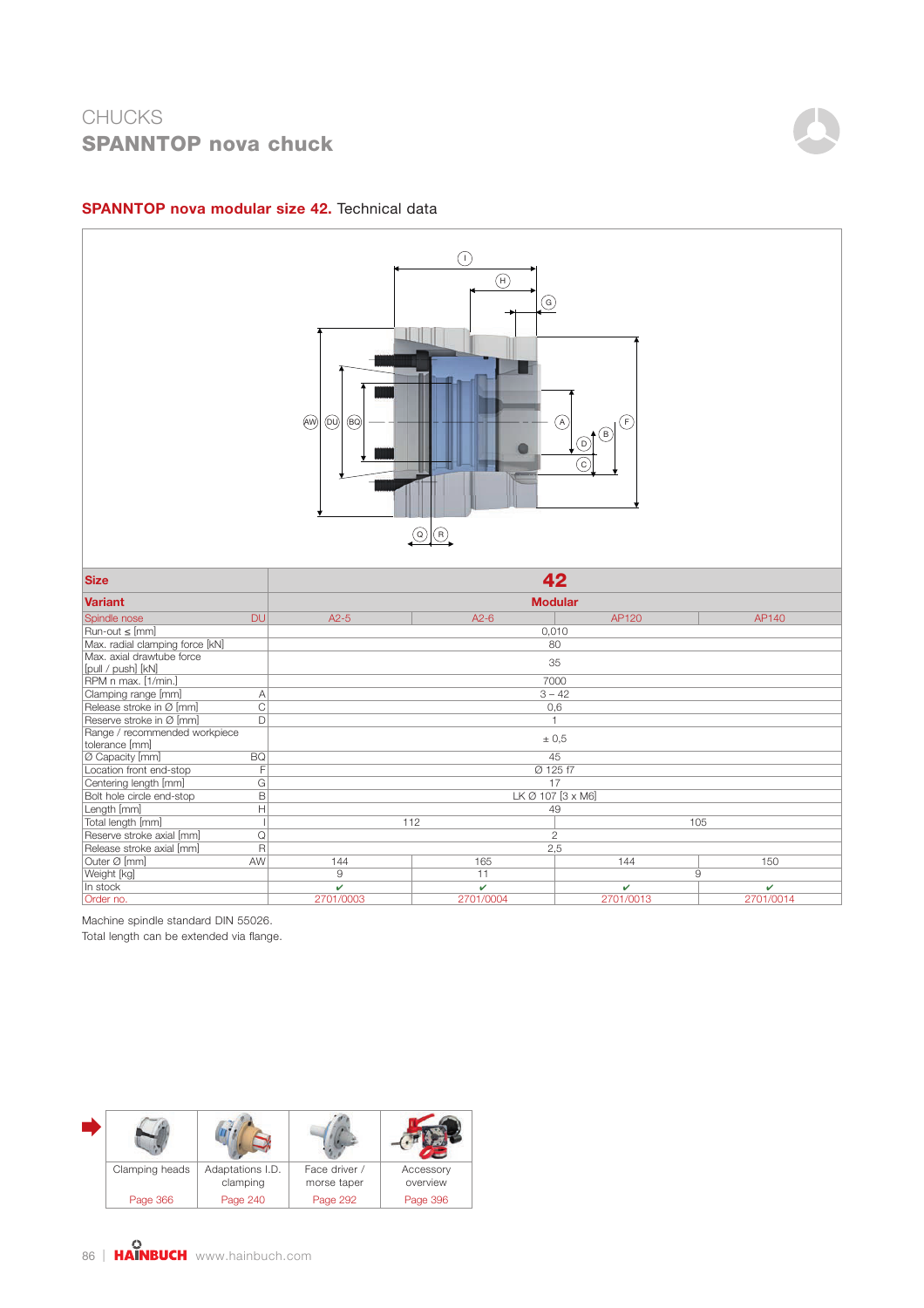# CHUCKS

## SPANNTOP nova chuck

### SPANNTOP nova modular size 42. Technical data

| Size | | 42 | | | |
|---|---|---|---|---|---|
| **Variant** | | **Modular** | | | |
| Spindle nose | DU | A2-5 | A2-6 | AP120 | AP140 |
| Run-out ≤ [mm] | | 0,010 | | | |
| Max. radial clamping force [kN] | | 80 | | | |
| Max. axial drawtube force [pull / push] [kN] | | 35 | | | |
| RPM n max. [1/min.] | | 7000 | | | |
| Clamping range [mm] | A | 3 – 42 | | | |
| Release stroke in Ø [mm] | C | 0,6 | | | |
| Reserve stroke in Ø [mm] | D | 1 | | | |
| Range / recommended workpiece tolerance [mm] | | ± 0,5 | | | |
| Ø Capacity [mm] | BQ | 45 | | | |
| Location front end-stop | F | Ø 125 f7 | | | |
| Centering length [mm] | G | 17 | | | |
| Bolt hole circle end-stop | B | LK Ø 107 [3 x M6] | | | |
| Length [mm] | H | 49 | | | |
| Total length [mm] | I | 112 | | 105 | |
| Reserve stroke axial [mm] | Q | 2 | | | |
| Release stroke axial [mm] | R | 2,5 | | | |
| Outer Ø [mm] | AW | 144 | 165 | 144 | 150 |
| Weight [kg] | | 9 | 11 | 9 | |
| In stock | | ✔ | ✔ | ✔ | ✔ |
| Order no. | | 2701/0003 | 2701/0004 | 2701/0013 | 2701/0014 |

Machine spindle standard DIN 55026.
Total length can be extended via flange.

| Clamping heads | Adaptations I.D. clamping | Face driver / morse taper | Accessory overview |
|---|---|---|---|
| Page 366 | Page 240 | Page 292 | Page 396 |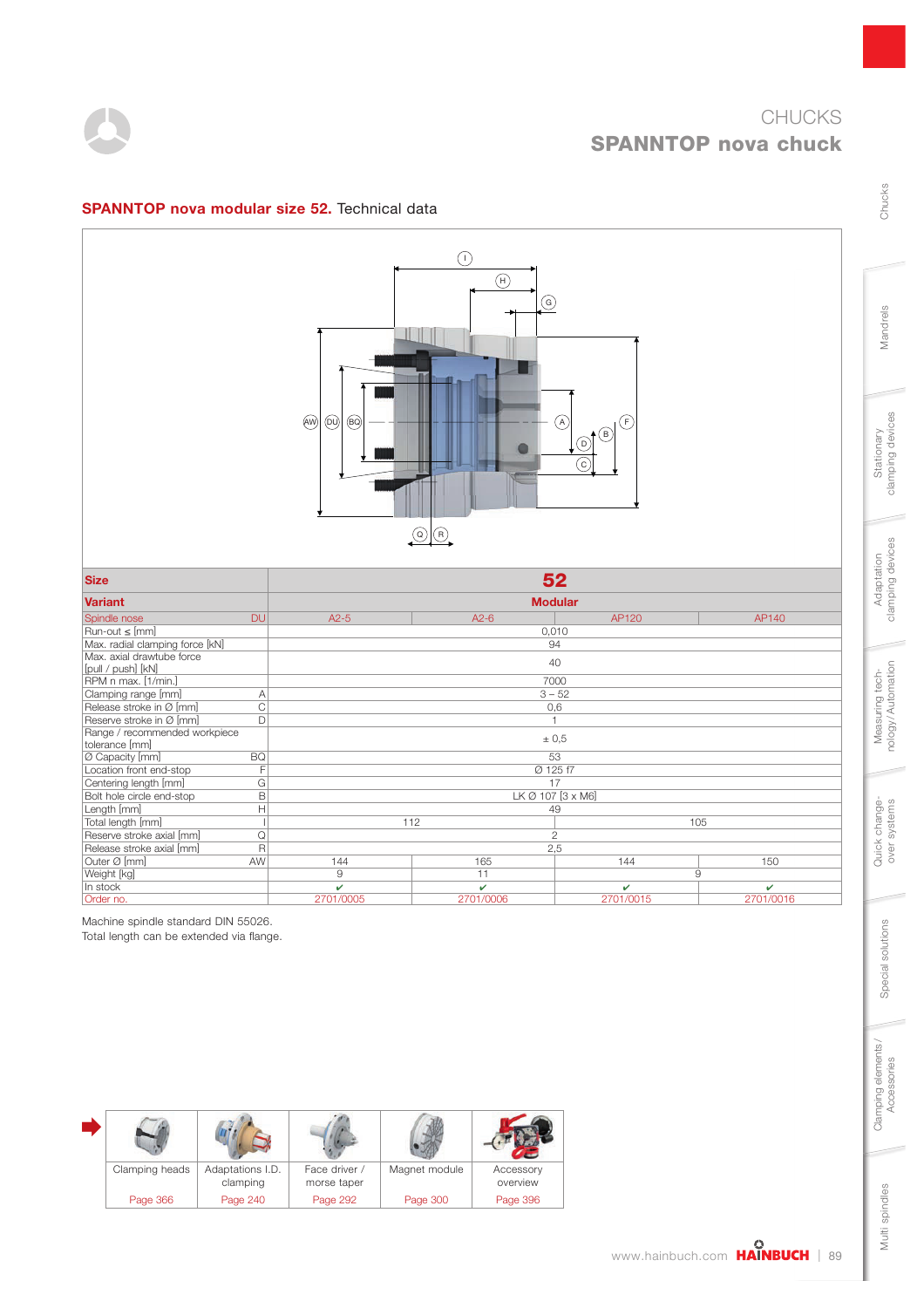# CHUCKS

## SPANNTOP nova chuck

### SPANNTOP nova modular size 52. Technical data

| Size | | 52 | | | |
|---|---|---|---|---|---|
| **Variant** | | **Modular** | | | |
| Spindle nose | DU | A2-5 | A2-6 | AP120 | AP140 |
| Run-out ≤ [mm] | | 0,010 | | | |
| Max. radial clamping force [kN] | | 94 | | | |
| Max. axial drawtube force [pull / push] [kN] | | 40 | | | |
| RPM n max. [1/min.] | | 7000 | | | |
| Clamping range [mm] | A | 3 – 52 | | | |
| Release stroke in Ø [mm] | C | 0,6 | | | |
| Reserve stroke in Ø [mm] | D | 1 | | | |
| Range / recommended workpiece tolerance [mm] | | ± 0,5 | | | |
| Ø Capacity [mm] | BQ | 53 | | | |
| Location front end-stop | F | Ø 125 f7 | | | |
| Centering length [mm] | G | 17 | | | |
| Bolt hole circle end-stop | B | LK Ø 107 [3 x M6] | | | |
| Length [mm] | H | 49 | | | |
| Total length [mm] | I | 112 | | 105 | |
| Reserve stroke axial [mm] | Q | 2 | | | |
| Release stroke axial [mm] | R | 2,5 | | | |
| Outer Ø [mm] | AW | 144 | 165 | 144 | 150 |
| Weight [kg] | | 9 | 11 | 9 | |
| In stock | | ✔ | ✔ | ✔ | ✔ |
| Order no. | | 2701/0005 | 2701/0006 | 2701/0015 | 2701/0016 |

Machine spindle standard DIN 55026.
Total length can be extended via flange.

| Clamping heads | Adaptations I.D. clamping | Face driver / morse taper | Magnet module | Accessory overview |
|---|---|---|---|---|
| Page 366 | Page 240 | Page 292 | Page 300 | Page 396 |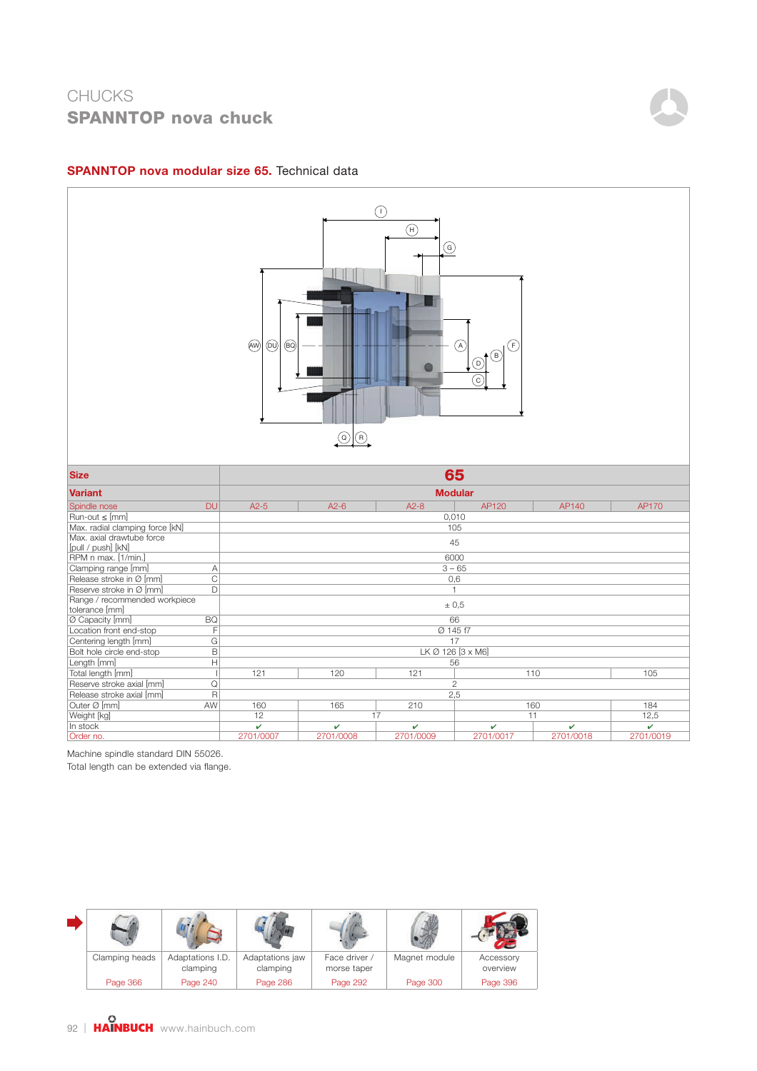# CHUCKS
## SPANNTOP nova chuck

### **SPANNTOP nova modular size 65.** Technical data

| Size | | 65 | | | | | |
|---|---|---|---|---|---|---|---|
| **Variant** | | **Modular** | | | | | |
| Spindle nose | DU | A2-5 | A2-6 | A2-8 | AP120 | AP140 | AP170 |
| Run-out ≤ [mm] | | 0,010 | | | | | |
| Max. radial clamping force [kN] | | 105 | | | | | |
| Max. axial drawtube force [pull / push] [kN] | | 45 | | | | | |
| RPM n max. [1/min.] | | 6000 | | | | | |
| Clamping range [mm] | A | 3 – 65 | | | | | |
| Release stroke in Ø [mm] | C | 0,6 | | | | | |
| Reserve stroke in Ø [mm] | D | 1 | | | | | |
| Range / recommended workpiece tolerance [mm] | | ± 0,5 | | | | | |
| Ø Capacity [mm] | BQ | 66 | | | | | |
| Location front end-stop | F | Ø 145 f7 | | | | | |
| Centering length [mm] | G | 17 | | | | | |
| Bolt hole circle end-stop | B | LK Ø 126 [3 x M6] | | | | | |
| Length [mm] | H | 56 | | | | | |
| Total length [mm] | I | 121 | 120 | 121 | 110 | | 105 |
| Reserve stroke axial [mm] | Q | 2 | | | | | |
| Release stroke axial [mm] | R | 2,5 | | | | | |
| Outer Ø [mm] | AW | 160 | 165 | 210 | 160 | | 184 |
| Weight [kg] | | 12 | 17 | | 11 | | 12,5 |
| In stock | | ✔ | ✔ | ✔ | ✔ | ✔ | ✔ |
| Order no. | | 2701/0007 | 2701/0008 | 2701/0009 | 2701/0017 | 2701/0018 | 2701/0019 |

Machine spindle standard DIN 55026.
Total length can be extended via flange.

| Clamping heads | Adaptations I.D. clamping | Adaptations jaw clamping | Face driver / morse taper | Magnet module | Accessory overview |
|---|---|---|---|---|---|
| Page 366 | Page 240 | Page 286 | Page 292 | Page 300 | Page 396 |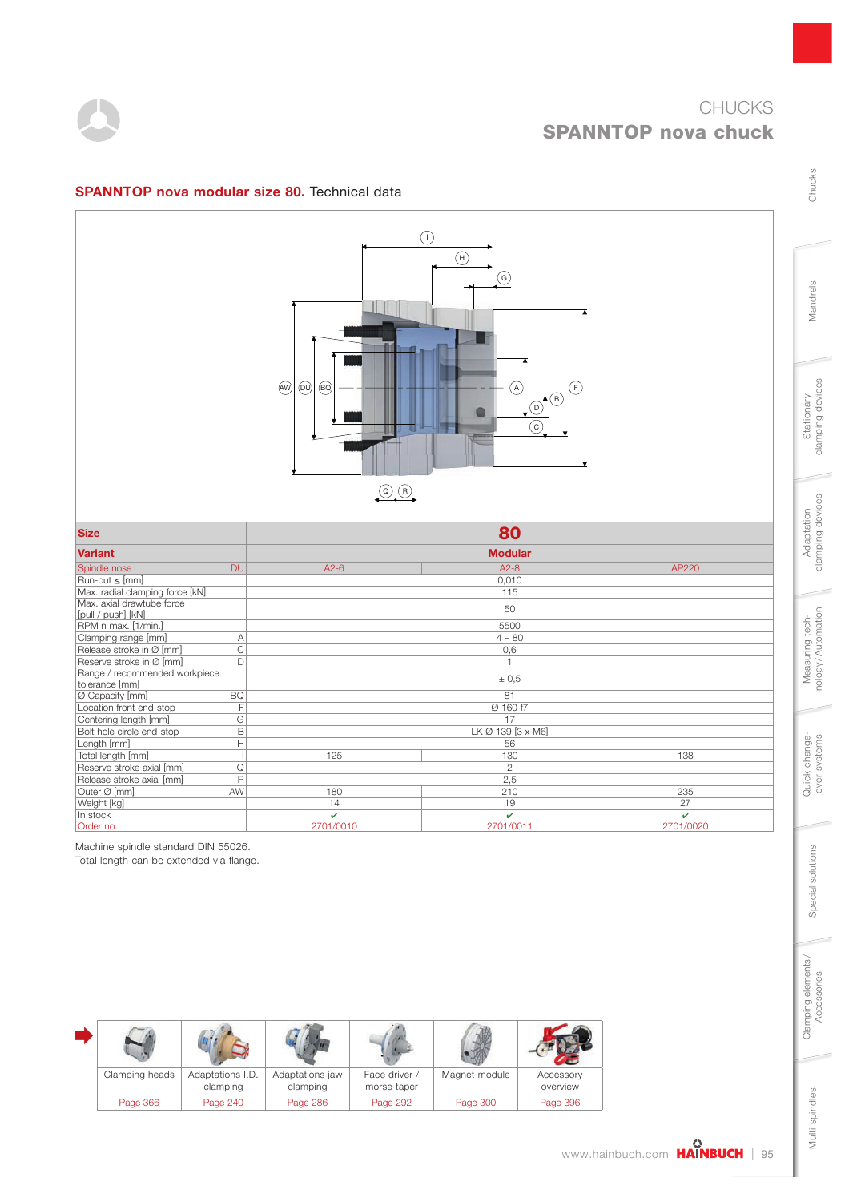# CHUCKS
## SPANNTOP nova chuck

### **SPANNTOP nova modular size 80.** Technical data

| Size | | 80 | |
|---|---|---|---|
| **Variant** | | **Modular** | |
| Spindle nose | DU | A2-6 | A2-8 | AP220 |
| Run-out ≤ [mm] | | 0,010 | |
| Max. radial clamping force [kN] | | 115 | |
| Max. axial drawtube force [pull / push] [kN] | | 50 | |
| RPM n max. [1/min.] | | 5500 | |
| Clamping range [mm] A | | 4 – 80 | |
| Release stroke in Ø [mm] C | | 0,6 | |
| Reserve stroke in Ø [mm] D | | 1 | |
| Range / recommended workpiece tolerance [mm] | | ± 0,5 | |
| Ø Capacity [mm] BQ | | 81 | |
| Location front end-stop F | | Ø 160 f7 | |
| Centering length [mm] G | | 17 | |
| Bolt hole circle end-stop B | | LK Ø 139 [3 x M6] | |
| Length [mm] H | | 56 | |
| Total length [mm] I | 125 | 130 | 138 |
| Reserve stroke axial [mm] Q | | 2 | |
| Release stroke axial [mm] R | | 2,5 | |
| Outer Ø [mm] AW | 180 | 210 | 235 |
| Weight [kg] | 14 | 19 | 27 |
| In stock | ✔ | ✔ | ✔ |
| Order no. | 2701/0010 | 2701/0011 | 2701/0020 |

Machine spindle standard DIN 55026.
Total length can be extended via flange.

| Clamping heads | Adaptations I.D. clamping | Adaptations jaw clamping | Face driver / morse taper | Magnet module | Accessory overview |
|---|---|---|---|---|---|
| Page 366 | Page 240 | Page 286 | Page 292 | Page 300 | Page 396 |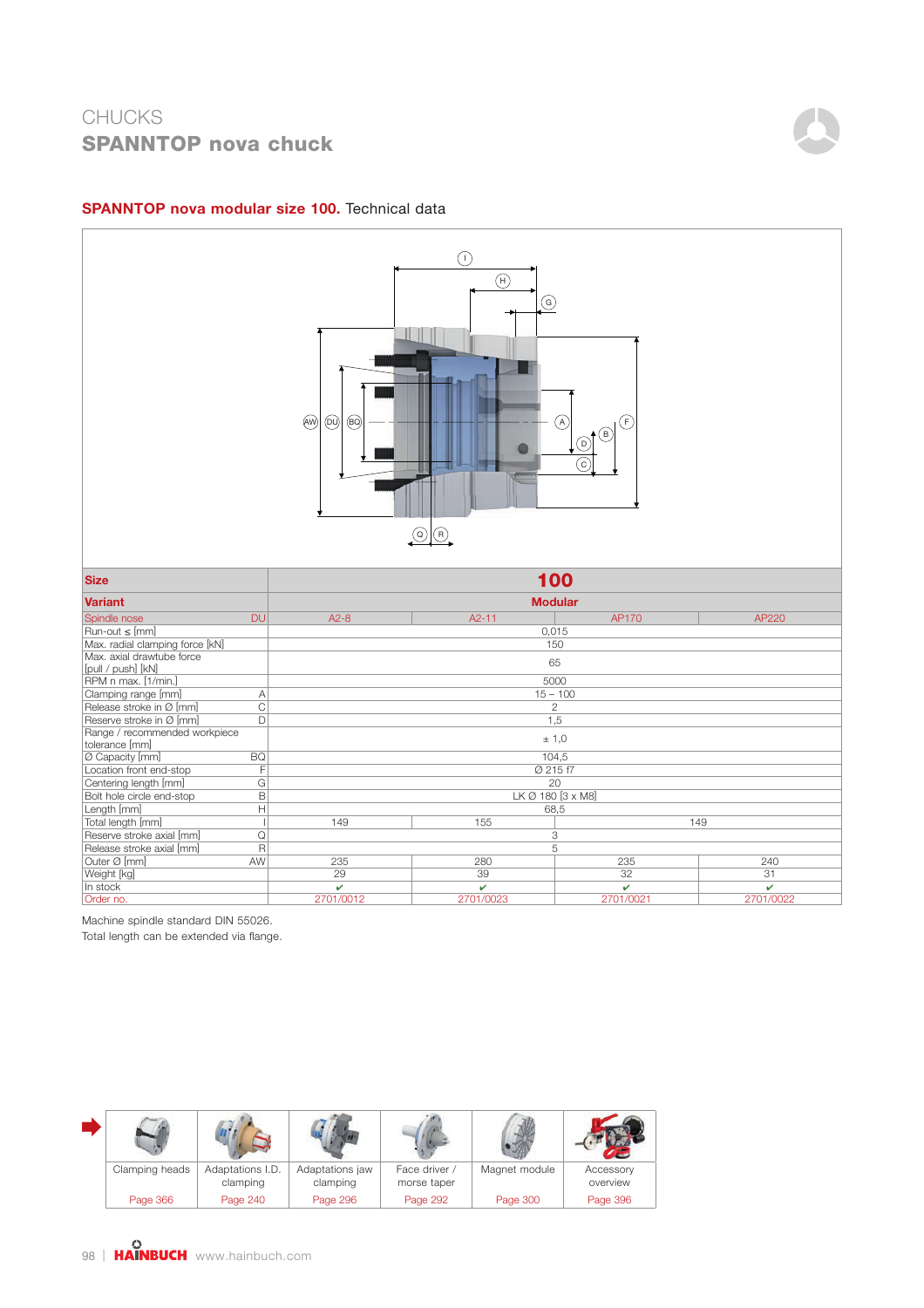# CHUCKS

## SPANNTOP nova chuck

### **SPANNTOP nova modular size 100.** Technical data

| Size | | 100 | | | |
|---|---|---|---|---|---|
| **Variant** | | **Modular** | | | |
| Spindle nose | DU | A2-8 | A2-11 | AP170 | AP220 |
| Run-out ≤ [mm] | | 0,015 | | | |
| Max. radial clamping force [kN] | | 150 | | | |
| Max. axial drawtube force [pull / push] [kN] | | 65 | | | |
| RPM n max. [1/min.] | | 5000 | | | |
| Clamping range [mm] | A | 15 – 100 | | | |
| Release stroke in Ø [mm] | C | 2 | | | |
| Reserve stroke in Ø [mm] | D | 1,5 | | | |
| Range / recommended workpiece tolerance [mm] | | ± 1,0 | | | |
| Ø Capacity [mm] | BQ | 104,5 | | | |
| Location front end-stop | F | Ø 215 f7 | | | |
| Centering length [mm] | G | 20 | | | |
| Bolt hole circle end-stop | B | LK Ø 180 [3 x M8] | | | |
| Length [mm] | H | 68,5 | | | |
| Total length [mm] | I | 149 | 155 | 149 | |
| Reserve stroke axial [mm] | Q | 3 | | | |
| Release stroke axial [mm] | R | 5 | | | |
| Outer Ø [mm] | AW | 235 | 280 | 235 | 240 |
| Weight [kg] | | 29 | 39 | 32 | 31 |
| In stock | | ✔ | ✔ | ✔ | ✔ |
| Order no. | | 2701/0012 | 2701/0023 | 2701/0021 | 2701/0022 |

Machine spindle standard DIN 55026.
Total length can be extended via flange.

| Clamping heads | Adaptations I.D. clamping | Adaptations jaw clamping | Face driver / morse taper | Magnet module | Accessory overview |
|---|---|---|---|---|---|
| Page 366 | Page 240 | Page 296 | Page 292 | Page 300 | Page 396 |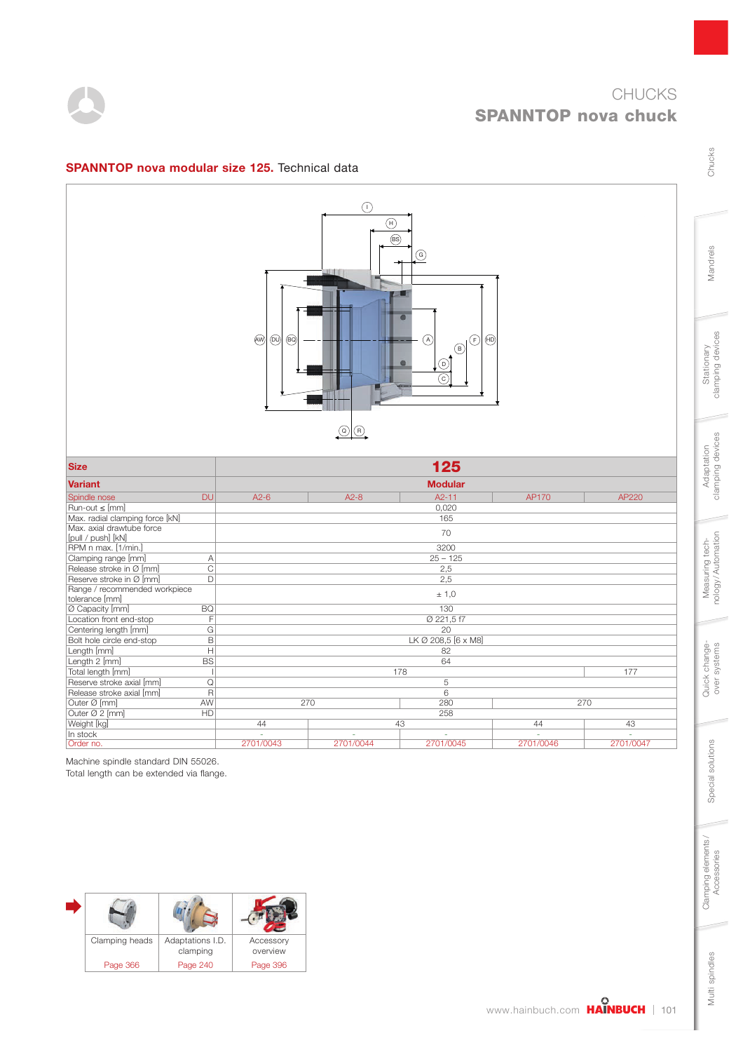# CHUCKS

## SPANNTOP nova chuck

### SPANNTOP nova modular size 125. Technical data

I
H
BS
G
AW DU BQ
A
B
F HD
D
C
Q R

| Size | | 125 | | | | |
|---|---|---|---|---|---|---|
| **Variant** | | **Modular** | | | | |
| Spindle nose | DU | A2-6 | A2-8 | A2-11 | AP170 | AP220 |
| Run-out ≤ [mm] | | 0,020 | | | | |
| Max. radial clamping force [kN] | | 165 | | | | |
| Max. axial drawtube force [pull / push] [kN] | | 70 | | | | |
| RPM n max. [1/min.] | | 3200 | | | | |
| Clamping range [mm] | A | 25 – 125 | | | | |
| Release stroke in Ø [mm] | C | 2,5 | | | | |
| Reserve stroke in Ø [mm] | D | 2,5 | | | | |
| Range / recommended workpiece tolerance [mm] | | ± 1,0 | | | | |
| Ø Capacity [mm] | BQ | 130 | | | | |
| Location front end-stop | F | Ø 221,5 f7 | | | | |
| Centering length [mm] | G | 20 | | | | |
| Bolt hole circle end-stop | B | LK Ø 208,5 [6 x M8] | | | | |
| Length [mm] | H | 82 | | | | |
| Length 2 [mm] | BS | 64 | | | | |
| Total length [mm] | I | 178 | | | | 177 |
| Reserve stroke axial [mm] | Q | 5 | | | | |
| Release stroke axial [mm] | R | 6 | | | | |
| Outer Ø [mm] | AW | 270 | | 280 | 270 | |
| Outer Ø 2 [mm] | HD | 258 | | | | |
| Weight [kg] | | 44 | 43 | | 44 | 43 |
| In stock | | - | - | - | - | - |
| Order no. | | 2701/0043 | 2701/0044 | 2701/0045 | 2701/0046 | 2701/0047 |

Machine spindle standard DIN 55026.
Total length can be extended via flange.

| Clamping heads | Adaptations I.D. clamping | Accessory overview |
|---|---|---|
| Page 366 | Page 240 | Page 396 |